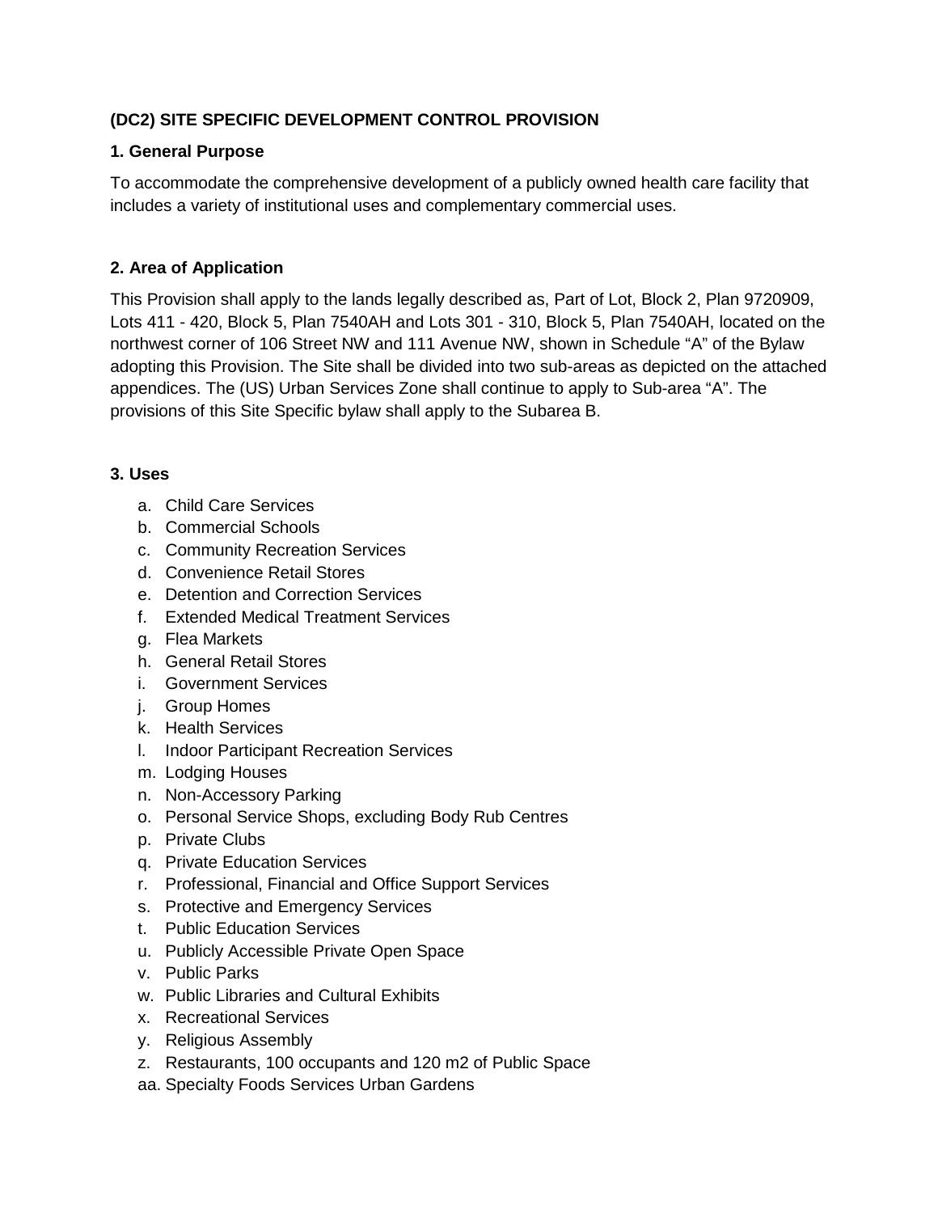**(DC2) SITE SPECIFIC DEVELOPMENT CONTROL PROVISION**

**1. General Purpose**

To accommodate the comprehensive development of a publicly owned health care facility that includes a variety of institutional uses and complementary commercial uses.

**2. Area of Application**

This Provision shall apply to the lands legally described as, Part of Lot, Block 2, Plan 9720909, Lots 411 - 420, Block 5, Plan 7540AH and Lots 301 - 310, Block 5, Plan 7540AH, located on the northwest corner of 106 Street NW and 111 Avenue NW, shown in Schedule "A" of the Bylaw adopting this Provision. The Site shall be divided into two sub-areas as depicted on the attached appendices. The (US) Urban Services Zone shall continue to apply to Sub-area "A". The provisions of this Site Specific bylaw shall apply to the Subarea B.

**3. Uses**

a. Child Care Services
b. Commercial Schools
c. Community Recreation Services
d. Convenience Retail Stores
e. Detention and Correction Services
f. Extended Medical Treatment Services
g. Flea Markets
h. General Retail Stores
i. Government Services
j. Group Homes
k. Health Services
l. Indoor Participant Recreation Services
m. Lodging Houses
n. Non-Accessory Parking
o. Personal Service Shops, excluding Body Rub Centres
p. Private Clubs
q. Private Education Services
r. Professional, Financial and Office Support Services
s. Protective and Emergency Services
t. Public Education Services
u. Publicly Accessible Private Open Space
v. Public Parks
w. Public Libraries and Cultural Exhibits
x. Recreational Services
y. Religious Assembly
z. Restaurants, 100 occupants and 120 m2 of Public Space
aa. Specialty Foods Services Urban Gardens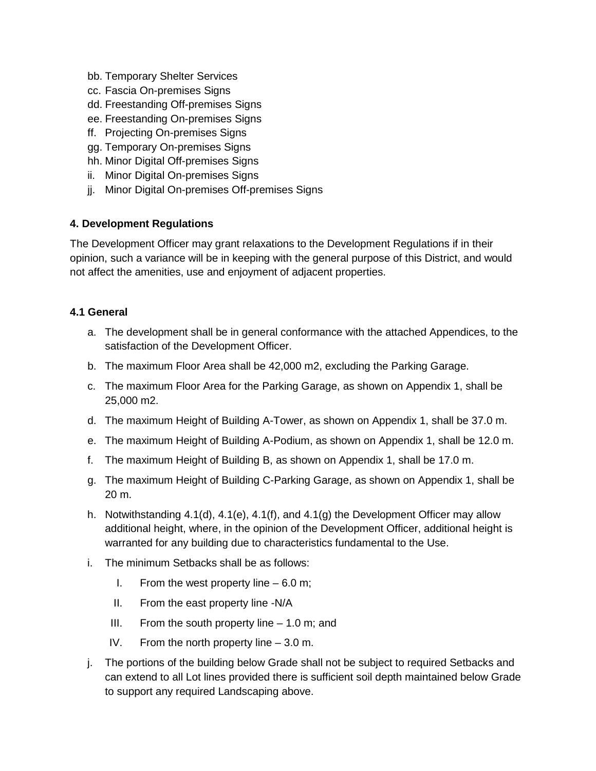bb. Temporary Shelter Services
cc. Fascia On-premises Signs
dd. Freestanding Off-premises Signs
ee. Freestanding On-premises Signs
ff. Projecting On-premises Signs
gg. Temporary On-premises Signs
hh. Minor Digital Off-premises Signs
ii. Minor Digital On-premises Signs
jj. Minor Digital On-premises Off-premises Signs

**4. Development Regulations**

The Development Officer may grant relaxations to the Development Regulations if in their opinion, such a variance will be in keeping with the general purpose of this District, and would not affect the amenities, use and enjoyment of adjacent properties.

**4.1 General**

a. The development shall be in general conformance with the attached Appendices, to the satisfaction of the Development Officer.

b. The maximum Floor Area shall be 42,000 m2, excluding the Parking Garage.

c. The maximum Floor Area for the Parking Garage, as shown on Appendix 1, shall be 25,000 m2.

d. The maximum Height of Building A-Tower, as shown on Appendix 1, shall be 37.0 m.

e. The maximum Height of Building A-Podium, as shown on Appendix 1, shall be 12.0 m.

f. The maximum Height of Building B, as shown on Appendix 1, shall be 17.0 m.

g. The maximum Height of Building C-Parking Garage, as shown on Appendix 1, shall be 20 m.

h. Notwithstanding 4.1(d), 4.1(e), 4.1(f), and 4.1(g) the Development Officer may allow additional height, where, in the opinion of the Development Officer, additional height is warranted for any building due to characteristics fundamental to the Use.

i. The minimum Setbacks shall be as follows:

   I. From the west property line – 6.0 m;

   II. From the east property line -N/A

   III. From the south property line – 1.0 m; and

   IV. From the north property line – 3.0 m.

j. The portions of the building below Grade shall not be subject to required Setbacks and can extend to all Lot lines provided there is sufficient soil depth maintained below Grade to support any required Landscaping above.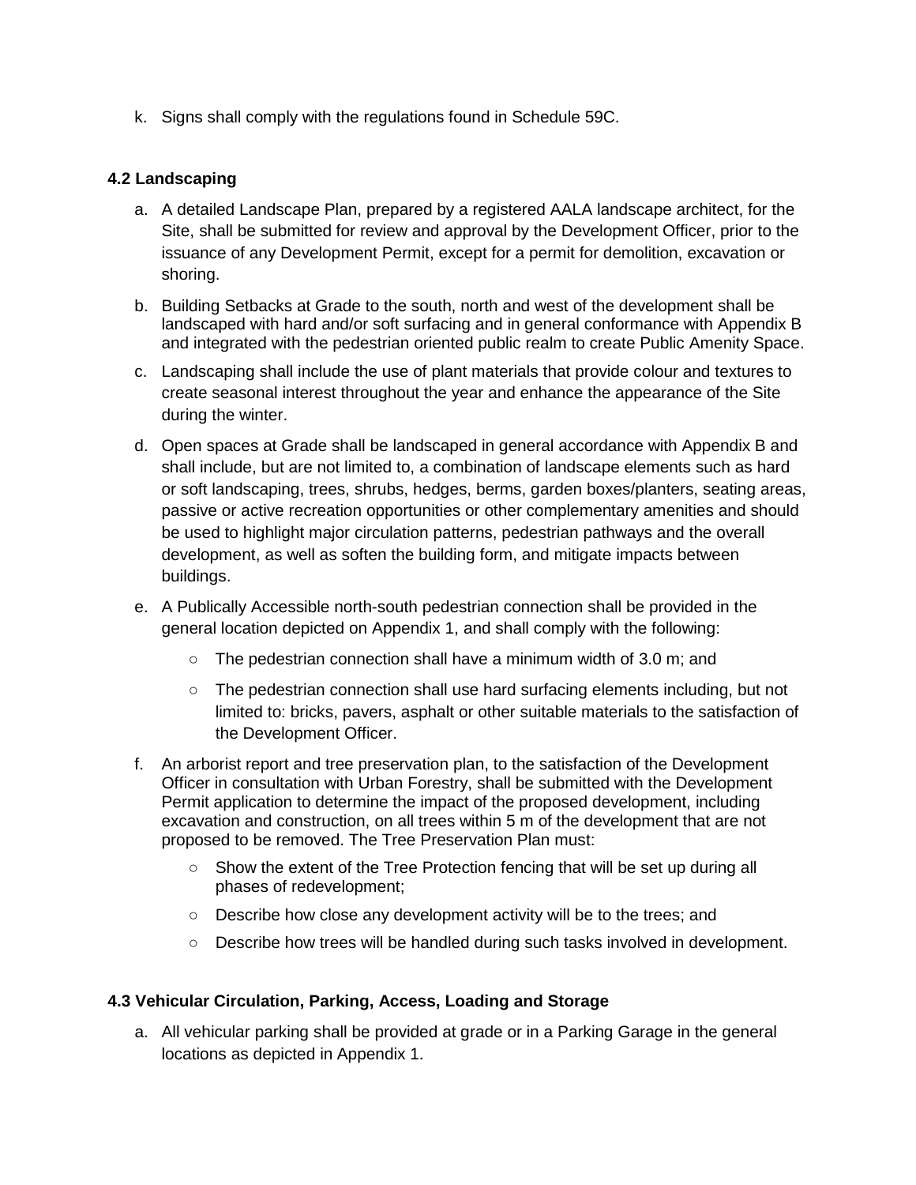k. Signs shall comply with the regulations found in Schedule 59C.

### 4.2 Landscaping

a. A detailed Landscape Plan, prepared by a registered AALA landscape architect, for the Site, shall be submitted for review and approval by the Development Officer, prior to the issuance of any Development Permit, except for a permit for demolition, excavation or shoring.

b. Building Setbacks at Grade to the south, north and west of the development shall be landscaped with hard and/or soft surfacing and in general conformance with Appendix B and integrated with the pedestrian oriented public realm to create Public Amenity Space.

c. Landscaping shall include the use of plant materials that provide colour and textures to create seasonal interest throughout the year and enhance the appearance of the Site during the winter.

d. Open spaces at Grade shall be landscaped in general accordance with Appendix B and shall include, but are not limited to, a combination of landscape elements such as hard or soft landscaping, trees, shrubs, hedges, berms, garden boxes/planters, seating areas, passive or active recreation opportunities or other complementary amenities and should be used to highlight major circulation patterns, pedestrian pathways and the overall development, as well as soften the building form, and mitigate impacts between buildings.

e. A Publically Accessible north-south pedestrian connection shall be provided in the general location depicted on Appendix 1, and shall comply with the following:

   - The pedestrian connection shall have a minimum width of 3.0 m; and
   - The pedestrian connection shall use hard surfacing elements including, but not limited to: bricks, pavers, asphalt or other suitable materials to the satisfaction of the Development Officer.

f. An arborist report and tree preservation plan, to the satisfaction of the Development Officer in consultation with Urban Forestry, shall be submitted with the Development Permit application to determine the impact of the proposed development, including excavation and construction, on all trees within 5 m of the development that are not proposed to be removed. The Tree Preservation Plan must:

   - Show the extent of the Tree Protection fencing that will be set up during all phases of redevelopment;
   - Describe how close any development activity will be to the trees; and
   - Describe how trees will be handled during such tasks involved in development.

### 4.3 Vehicular Circulation, Parking, Access, Loading and Storage

a. All vehicular parking shall be provided at grade or in a Parking Garage in the general locations as depicted in Appendix 1.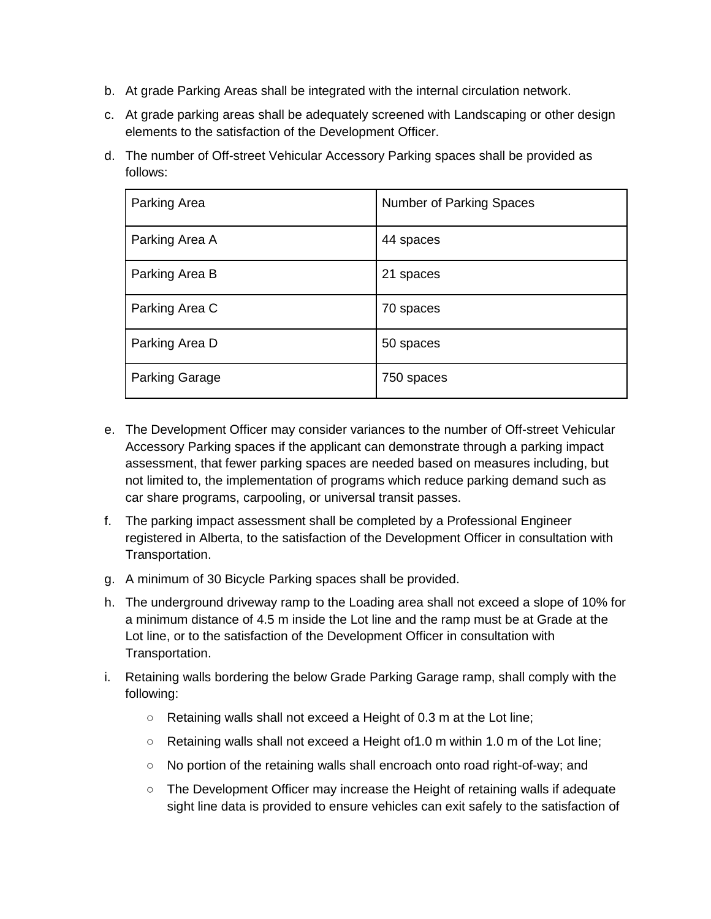b. At grade Parking Areas shall be integrated with the internal circulation network.

c. At grade parking areas shall be adequately screened with Landscaping or other design elements to the satisfaction of the Development Officer.

d. The number of Off-street Vehicular Accessory Parking spaces shall be provided as follows:

| Parking Area | Number of Parking Spaces |
|---|---|
| Parking Area A | 44 spaces |
| Parking Area B | 21 spaces |
| Parking Area C | 70 spaces |
| Parking Area D | 50 spaces |
| Parking Garage | 750 spaces |

e. The Development Officer may consider variances to the number of Off-street Vehicular Accessory Parking spaces if the applicant can demonstrate through a parking impact assessment, that fewer parking spaces are needed based on measures including, but not limited to, the implementation of programs which reduce parking demand such as car share programs, carpooling, or universal transit passes.

f. The parking impact assessment shall be completed by a Professional Engineer registered in Alberta, to the satisfaction of the Development Officer in consultation with Transportation.

g. A minimum of 30 Bicycle Parking spaces shall be provided.

h. The underground driveway ramp to the Loading area shall not exceed a slope of 10% for a minimum distance of 4.5 m inside the Lot line and the ramp must be at Grade at the Lot line, or to the satisfaction of the Development Officer in consultation with Transportation.

i. Retaining walls bordering the below Grade Parking Garage ramp, shall comply with the following:

    - Retaining walls shall not exceed a Height of 0.3 m at the Lot line;
    - Retaining walls shall not exceed a Height of1.0 m within 1.0 m of the Lot line;
    - No portion of the retaining walls shall encroach onto road right-of-way; and
    - The Development Officer may increase the Height of retaining walls if adequate sight line data is provided to ensure vehicles can exit safely to the satisfaction of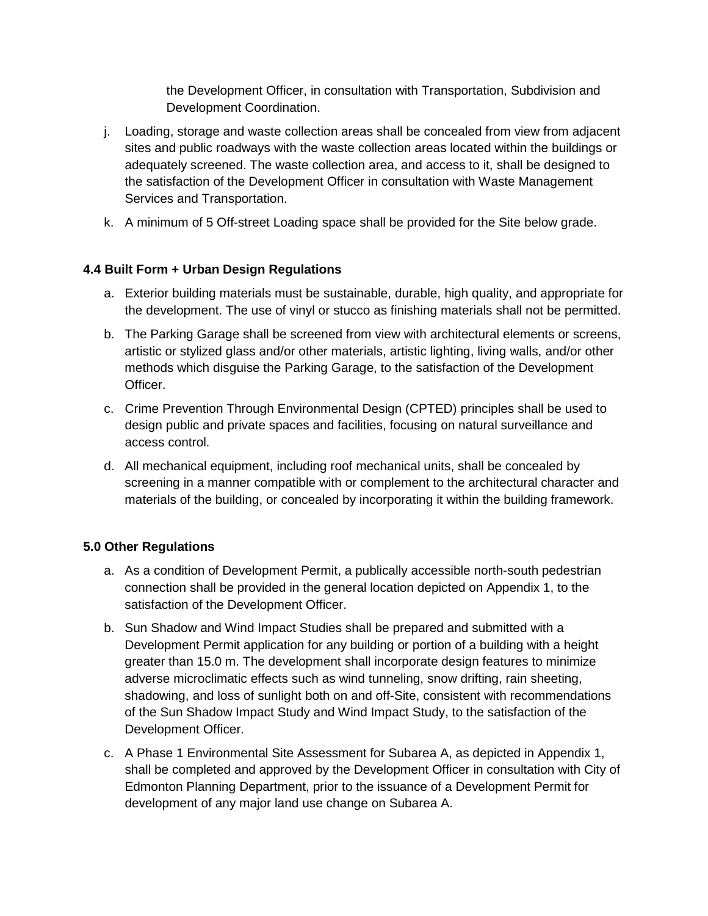the Development Officer, in consultation with Transportation, Subdivision and Development Coordination.

j. Loading, storage and waste collection areas shall be concealed from view from adjacent sites and public roadways with the waste collection areas located within the buildings or adequately screened. The waste collection area, and access to it, shall be designed to the satisfaction of the Development Officer in consultation with Waste Management Services and Transportation.

k. A minimum of 5 Off-street Loading space shall be provided for the Site below grade.

### 4.4 Built Form + Urban Design Regulations

a. Exterior building materials must be sustainable, durable, high quality, and appropriate for the development. The use of vinyl or stucco as finishing materials shall not be permitted.

b. The Parking Garage shall be screened from view with architectural elements or screens, artistic or stylized glass and/or other materials, artistic lighting, living walls, and/or other methods which disguise the Parking Garage, to the satisfaction of the Development Officer.

c. Crime Prevention Through Environmental Design (CPTED) principles shall be used to design public and private spaces and facilities, focusing on natural surveillance and access control.

d. All mechanical equipment, including roof mechanical units, shall be concealed by screening in a manner compatible with or complement to the architectural character and materials of the building, or concealed by incorporating it within the building framework.

### 5.0 Other Regulations

a. As a condition of Development Permit, a publically accessible north-south pedestrian connection shall be provided in the general location depicted on Appendix 1, to the satisfaction of the Development Officer.

b. Sun Shadow and Wind Impact Studies shall be prepared and submitted with a Development Permit application for any building or portion of a building with a height greater than 15.0 m. The development shall incorporate design features to minimize adverse microclimatic effects such as wind tunneling, snow drifting, rain sheeting, shadowing, and loss of sunlight both on and off-Site, consistent with recommendations of the Sun Shadow Impact Study and Wind Impact Study, to the satisfaction of the Development Officer.

c. A Phase 1 Environmental Site Assessment for Subarea A, as depicted in Appendix 1, shall be completed and approved by the Development Officer in consultation with City of Edmonton Planning Department, prior to the issuance of a Development Permit for development of any major land use change on Subarea A.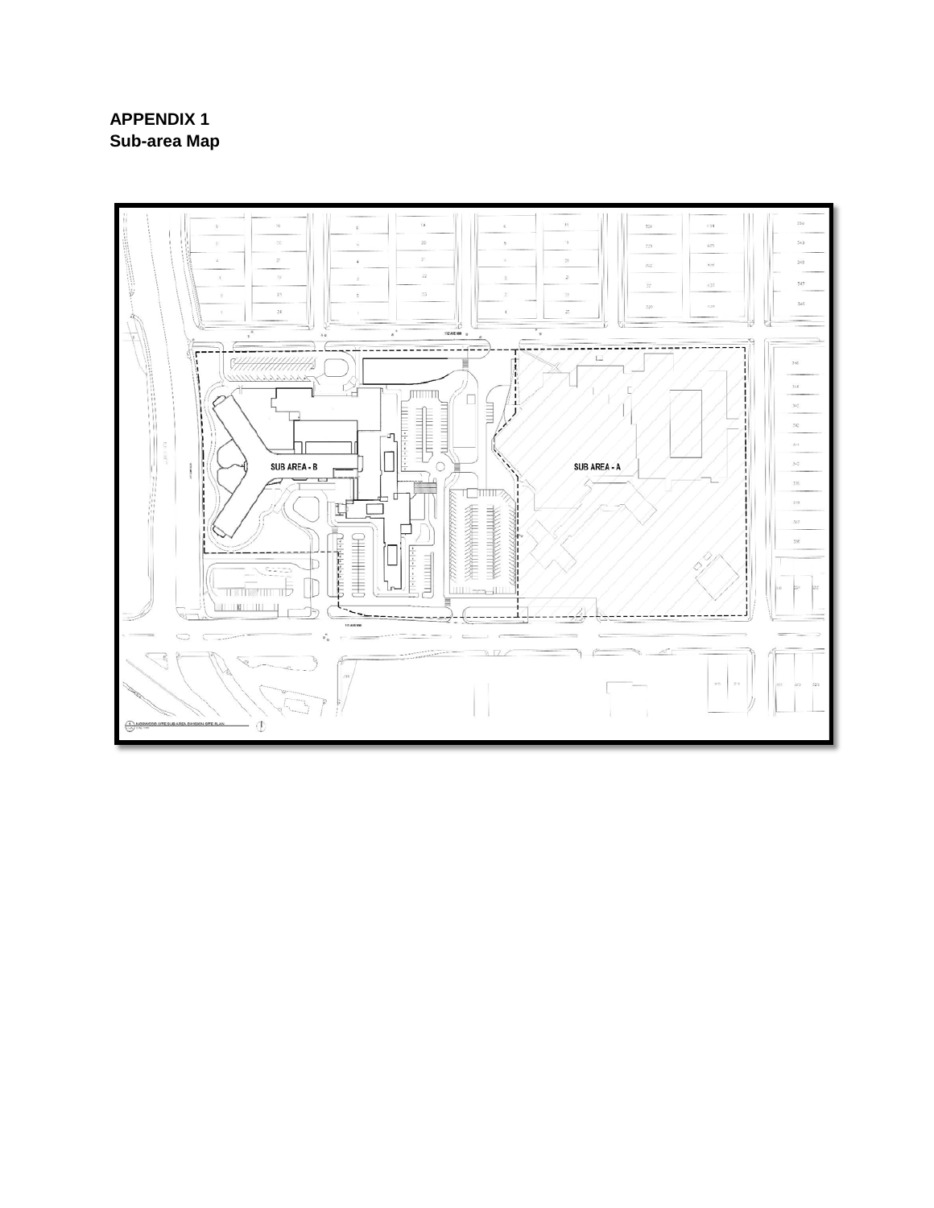# APPENDIX 1
## Sub-area Map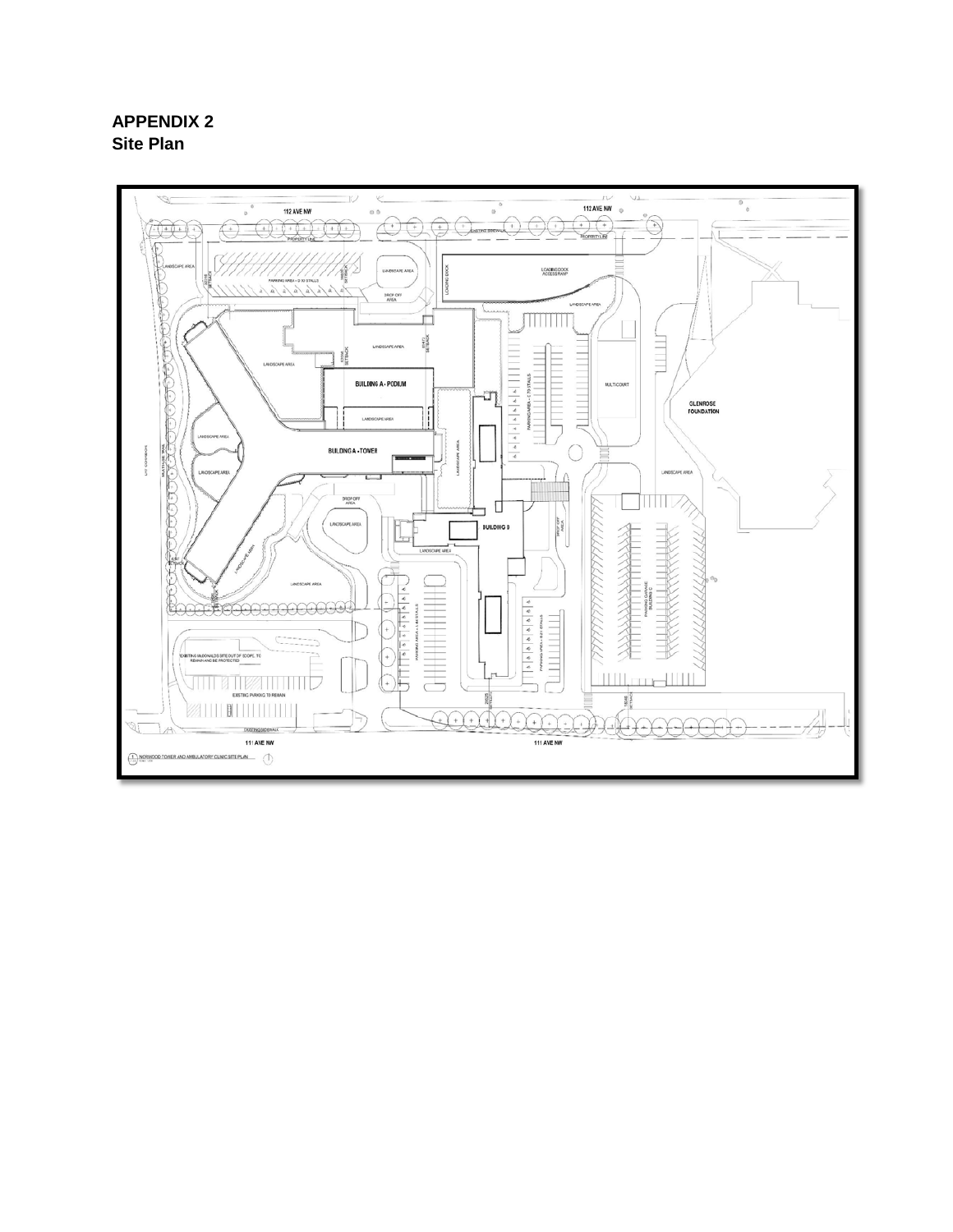## APPENDIX 2
## Site Plan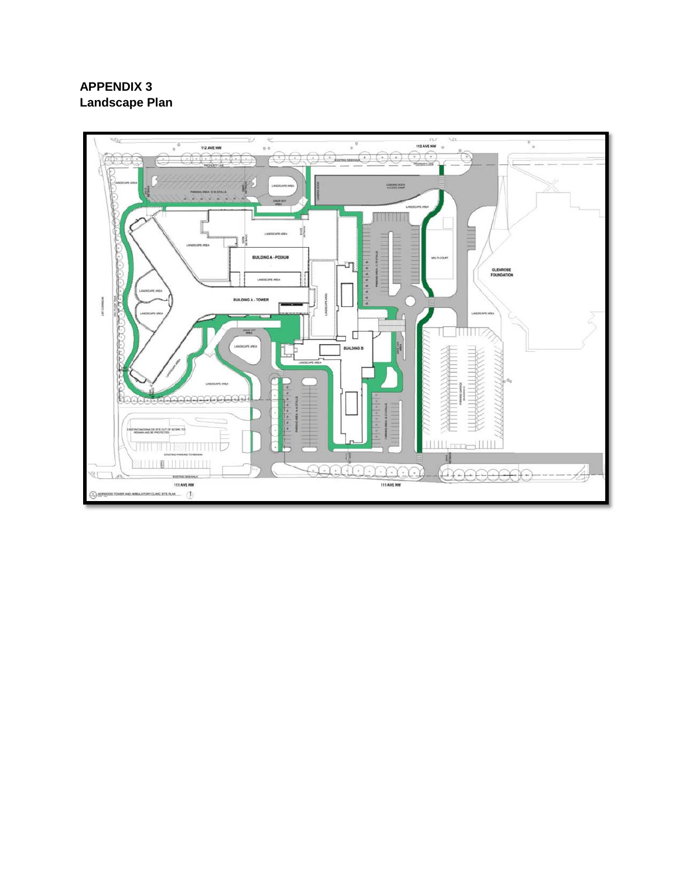# APPENDIX 3
## Landscape Plan

112 AVE NW

112 AVE NW

LANDSCAPE AREA

PARKING AREA - D 35 STALLS

LANDSCAPE AREA

DROP OFF AREA

LOADING DOCK ACCESS RAMP

LANDSCAPE AREA

LANDSCAPE AREA

LANDSCAPE AREA

BUILDING A - PODIUM

MULTI-COURT

GLENROSE FOUNDATION

LANDSCAPE AREA

LANDSCAPE AREA

LANDSCAPE AREA

BUILDING A - TOWER

LANDSCAPE AREA

LANDSCAPE AREA

DROP OFF AREA

LANDSCAPE AREA

BUILDING B

LANDSCAPE AREA

LANDSCAPE AREA

PARKING GARAGE

EXISTING MCDONALDS SITE OUT OF SCOPE TO REMAIN AND BE PROTECTED

EXISTING PARKING TO REMAIN

EXISTING SIDEWALK

111 AVE NW

111 AVE NW

NORWOOD TOWER AND AMBULATORY CLINIC SITE PLAN